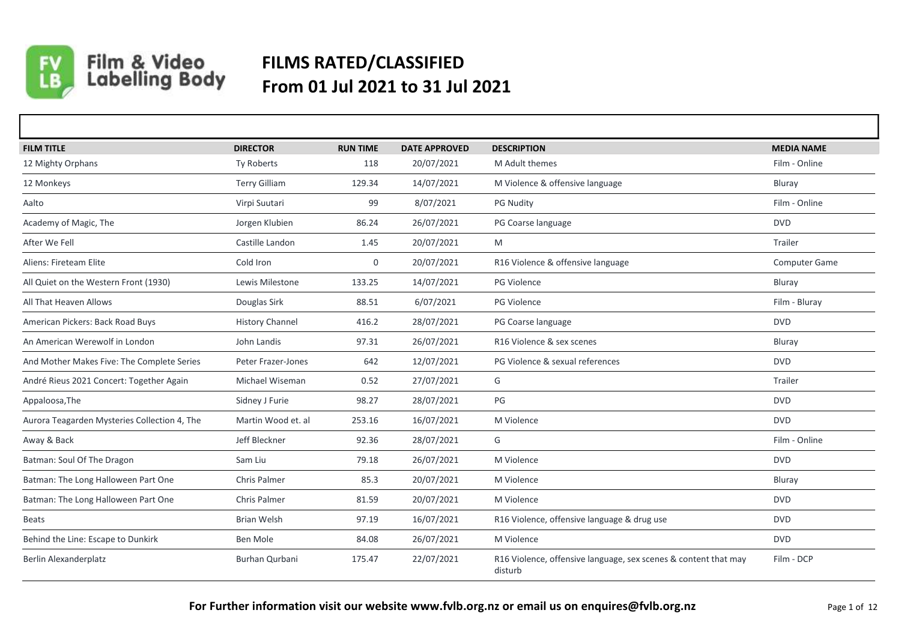# FILMS RATED/CLASSIFIED
# From 01 Jul 2021 to 31 Jul 2021

| FILM TITLE | DIRECTOR | RUN TIME | DATE APPROVED | DESCRIPTION | MEDIA NAME |
|---|---|---|---|---|---|
| 12 Mighty Orphans | Ty Roberts | 118 | 20/07/2021 | M Adult themes | Film - Online |
| 12 Monkeys | Terry Gilliam | 129.34 | 14/07/2021 | M Violence & offensive language | Bluray |
| Aalto | Virpi Suutari | 99 | 8/07/2021 | PG Nudity | Film - Online |
| Academy of Magic, The | Jorgen Klubien | 86.24 | 26/07/2021 | PG Coarse language | DVD |
| After We Fell | Castille Landon | 1.45 | 20/07/2021 | M | Trailer |
| Aliens: Fireteam Elite | Cold Iron | 0 | 20/07/2021 | R16 Violence & offensive language | Computer Game |
| All Quiet on the Western Front (1930) | Lewis Milestone | 133.25 | 14/07/2021 | PG Violence | Bluray |
| All That Heaven Allows | Douglas Sirk | 88.51 | 6/07/2021 | PG Violence | Film - Bluray |
| American Pickers: Back Road Buys | History Channel | 416.2 | 28/07/2021 | PG Coarse language | DVD |
| An American Werewolf in London | John Landis | 97.31 | 26/07/2021 | R16 Violence & sex scenes | Bluray |
| And Mother Makes Five: The Complete Series | Peter Frazer-Jones | 642 | 12/07/2021 | PG Violence & sexual references | DVD |
| André Rieus 2021 Concert: Together Again | Michael Wiseman | 0.52 | 27/07/2021 | G | Trailer |
| Appaloosa,The | Sidney J Furie | 98.27 | 28/07/2021 | PG | DVD |
| Aurora Teagarden Mysteries Collection 4, The | Martin Wood et. al | 253.16 | 16/07/2021 | M Violence | DVD |
| Away & Back | Jeff Bleckner | 92.36 | 28/07/2021 | G | Film - Online |
| Batman: Soul Of The Dragon | Sam Liu | 79.18 | 26/07/2021 | M Violence | DVD |
| Batman: The Long Halloween Part One | Chris Palmer | 85.3 | 20/07/2021 | M Violence | Bluray |
| Batman: The Long Halloween Part One | Chris Palmer | 81.59 | 20/07/2021 | M Violence | DVD |
| Beats | Brian Welsh | 97.19 | 16/07/2021 | R16 Violence, offensive language & drug use | DVD |
| Behind the Line: Escape to Dunkirk | Ben Mole | 84.08 | 26/07/2021 | M Violence | DVD |
| Berlin Alexanderplatz | Burhan Qurbani | 175.47 | 22/07/2021 | R16 Violence, offensive language, sex scenes & content that may disturb | Film - DCP |

**For Further information visit our website www.fvlb.org.nz or email us on enquires@fvlb.org.nz**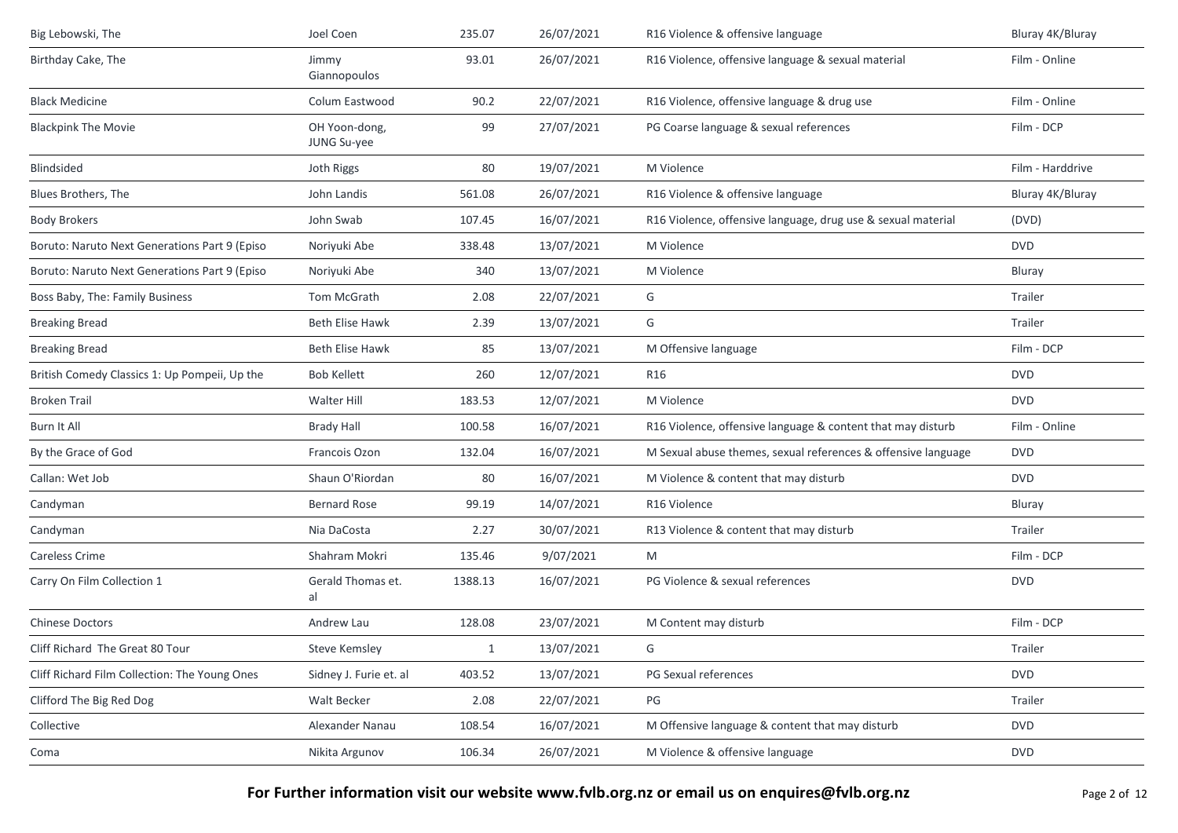| | | | | | |
|---|---|---|---|---|---|
| Big Lebowski, The | Joel Coen | 235.07 | 26/07/2021 | R16 Violence & offensive language | Bluray 4K/Bluray |
| Birthday Cake, The | Jimmy Giannopoulos | 93.01 | 26/07/2021 | R16 Violence, offensive language & sexual material | Film - Online |
| Black Medicine | Colum Eastwood | 90.2 | 22/07/2021 | R16 Violence, offensive language & drug use | Film - Online |
| Blackpink The Movie | OH Yoon-dong, JUNG Su-yee | 99 | 27/07/2021 | PG Coarse language & sexual references | Film - DCP |
| Blindsided | Joth Riggs | 80 | 19/07/2021 | M Violence | Film - Harddrive |
| Blues Brothers, The | John Landis | 561.08 | 26/07/2021 | R16 Violence & offensive language | Bluray 4K/Bluray |
| Body Brokers | John Swab | 107.45 | 16/07/2021 | R16 Violence, offensive language, drug use & sexual material | (DVD) |
| Boruto: Naruto Next Generations Part 9 (Episo | Noriyuki Abe | 338.48 | 13/07/2021 | M Violence | DVD |
| Boruto: Naruto Next Generations Part 9 (Episo | Noriyuki Abe | 340 | 13/07/2021 | M Violence | Bluray |
| Boss Baby, The: Family Business | Tom McGrath | 2.08 | 22/07/2021 | G | Trailer |
| Breaking Bread | Beth Elise Hawk | 2.39 | 13/07/2021 | G | Trailer |
| Breaking Bread | Beth Elise Hawk | 85 | 13/07/2021 | M Offensive language | Film - DCP |
| British Comedy Classics 1: Up Pompeii, Up the | Bob Kellett | 260 | 12/07/2021 | R16 | DVD |
| Broken Trail | Walter Hill | 183.53 | 12/07/2021 | M Violence | DVD |
| Burn It All | Brady Hall | 100.58 | 16/07/2021 | R16 Violence, offensive language & content that may disturb | Film - Online |
| By the Grace of God | Francois Ozon | 132.04 | 16/07/2021 | M Sexual abuse themes, sexual references & offensive language | DVD |
| Callan: Wet Job | Shaun O'Riordan | 80 | 16/07/2021 | M Violence & content that may disturb | DVD |
| Candyman | Bernard Rose | 99.19 | 14/07/2021 | R16 Violence | Bluray |
| Candyman | Nia DaCosta | 2.27 | 30/07/2021 | R13 Violence & content that may disturb | Trailer |
| Careless Crime | Shahram Mokri | 135.46 | 9/07/2021 | M | Film - DCP |
| Carry On Film Collection 1 | Gerald Thomas et. al | 1388.13 | 16/07/2021 | PG Violence & sexual references | DVD |
| Chinese Doctors | Andrew Lau | 128.08 | 23/07/2021 | M Content may disturb | Film - DCP |
| Cliff Richard The Great 80 Tour | Steve Kemsley | 1 | 13/07/2021 | G | Trailer |
| Cliff Richard Film Collection: The Young Ones | Sidney J. Furie et. al | 403.52 | 13/07/2021 | PG Sexual references | DVD |
| Clifford The Big Red Dog | Walt Becker | 2.08 | 22/07/2021 | PG | Trailer |
| Collective | Alexander Nanau | 108.54 | 16/07/2021 | M Offensive language & content that may disturb | DVD |
| Coma | Nikita Argunov | 106.34 | 26/07/2021 | M Violence & offensive language | DVD |

**For Further information visit our website www.fvlb.org.nz or email us on enquires@fvlb.org.nz**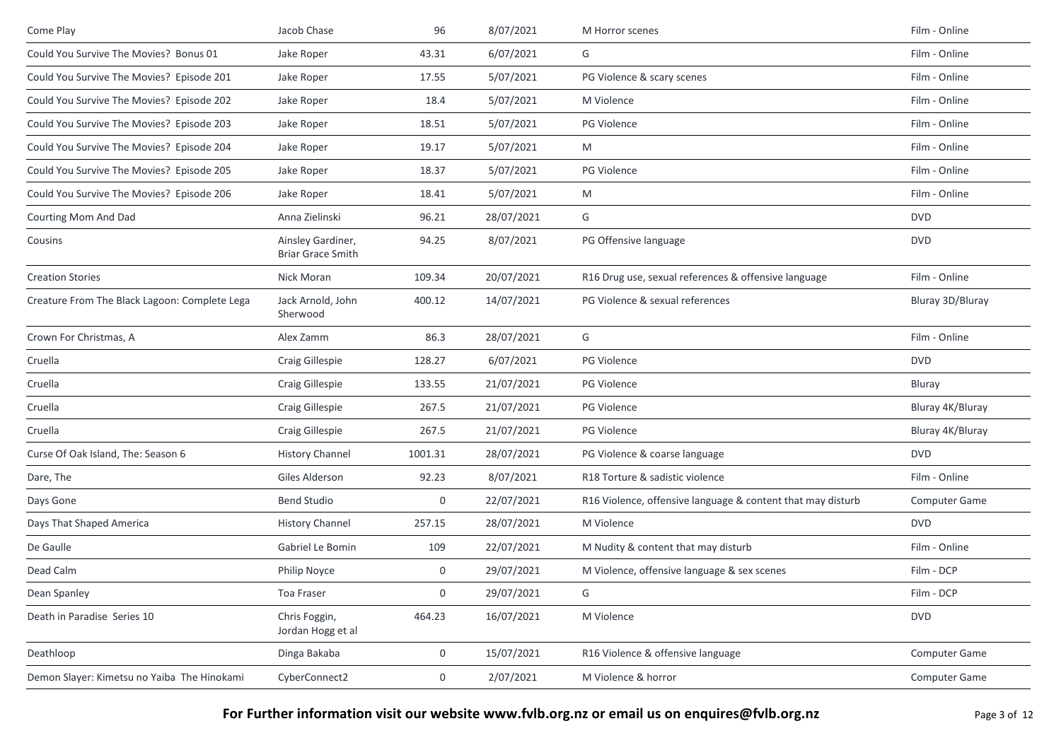| Come Play | Jacob Chase | 96 | 8/07/2021 | M Horror scenes | Film - Online |
|---|---|---|---|---|---|
| Could You Survive The Movies? Bonus 01 | Jake Roper | 43.31 | 6/07/2021 | G | Film - Online |
| Could You Survive The Movies? Episode 201 | Jake Roper | 17.55 | 5/07/2021 | PG Violence & scary scenes | Film - Online |
| Could You Survive The Movies? Episode 202 | Jake Roper | 18.4 | 5/07/2021 | M Violence | Film - Online |
| Could You Survive The Movies? Episode 203 | Jake Roper | 18.51 | 5/07/2021 | PG Violence | Film - Online |
| Could You Survive The Movies? Episode 204 | Jake Roper | 19.17 | 5/07/2021 | M | Film - Online |
| Could You Survive The Movies? Episode 205 | Jake Roper | 18.37 | 5/07/2021 | PG Violence | Film - Online |
| Could You Survive The Movies? Episode 206 | Jake Roper | 18.41 | 5/07/2021 | M | Film - Online |
| Courting Mom And Dad | Anna Zielinski | 96.21 | 28/07/2021 | G | DVD |
| Cousins | Ainsley Gardiner, Briar Grace Smith | 94.25 | 8/07/2021 | PG Offensive language | DVD |
| Creation Stories | Nick Moran | 109.34 | 20/07/2021 | R16 Drug use, sexual references & offensive language | Film - Online |
| Creature From The Black Lagoon: Complete Lega | Jack Arnold, John Sherwood | 400.12 | 14/07/2021 | PG Violence & sexual references | Bluray 3D/Bluray |
| Crown For Christmas, A | Alex Zamm | 86.3 | 28/07/2021 | G | Film - Online |
| Cruella | Craig Gillespie | 128.27 | 6/07/2021 | PG Violence | DVD |
| Cruella | Craig Gillespie | 133.55 | 21/07/2021 | PG Violence | Bluray |
| Cruella | Craig Gillespie | 267.5 | 21/07/2021 | PG Violence | Bluray 4K/Bluray |
| Cruella | Craig Gillespie | 267.5 | 21/07/2021 | PG Violence | Bluray 4K/Bluray |
| Curse Of Oak Island, The: Season 6 | History Channel | 1001.31 | 28/07/2021 | PG Violence & coarse language | DVD |
| Dare, The | Giles Alderson | 92.23 | 8/07/2021 | R18 Torture & sadistic violence | Film - Online |
| Days Gone | Bend Studio | 0 | 22/07/2021 | R16 Violence, offensive language & content that may disturb | Computer Game |
| Days That Shaped America | History Channel | 257.15 | 28/07/2021 | M Violence | DVD |
| De Gaulle | Gabriel Le Bomin | 109 | 22/07/2021 | M Nudity & content that may disturb | Film - Online |
| Dead Calm | Philip Noyce | 0 | 29/07/2021 | M Violence, offensive language & sex scenes | Film - DCP |
| Dean Spanley | Toa Fraser | 0 | 29/07/2021 | G | Film - DCP |
| Death in Paradise Series 10 | Chris Foggin, Jordan Hogg et al | 464.23 | 16/07/2021 | M Violence | DVD |
| Deathloop | Dinga Bakaba | 0 | 15/07/2021 | R16 Violence & offensive language | Computer Game |
| Demon Slayer: Kimetsu no Yaiba The Hinokami | CyberConnect2 | 0 | 2/07/2021 | M Violence & horror | Computer Game |

**For Further information visit our website www.fvlb.org.nz or email us on enquires@fvlb.org.nz**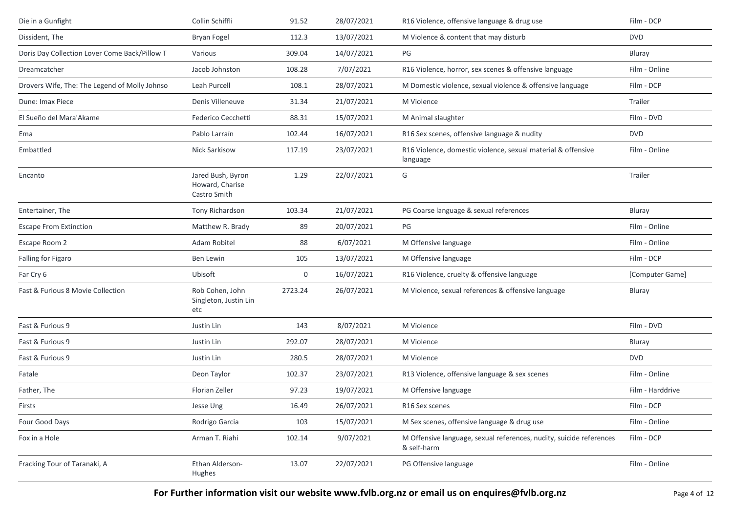| | | | | | |
|---|---|---|---|---|---|
| Die in a Gunfight | Collin Schiffli | 91.52 | 28/07/2021 | R16 Violence, offensive language & drug use | Film - DCP |
| Dissident, The | Bryan Fogel | 112.3 | 13/07/2021 | M Violence & content that may disturb | DVD |
| Doris Day Collection Lover Come Back/Pillow T | Various | 309.04 | 14/07/2021 | PG | Bluray |
| Dreamcatcher | Jacob Johnston | 108.28 | 7/07/2021 | R16 Violence, horror, sex scenes & offensive language | Film - Online |
| Drovers Wife, The: The Legend of Molly Johnso | Leah Purcell | 108.1 | 28/07/2021 | M Domestic violence, sexual violence & offensive language | Film - DCP |
| Dune: Imax Piece | Denis Villeneuve | 31.34 | 21/07/2021 | M Violence | Trailer |
| El Sueño del Mara'Akame | Federico Cecchetti | 88.31 | 15/07/2021 | M Animal slaughter | Film - DVD |
| Ema | Pablo Larraín | 102.44 | 16/07/2021 | R16 Sex scenes, offensive language & nudity | DVD |
| Embattled | Nick Sarkisow | 117.19 | 23/07/2021 | R16 Violence, domestic violence, sexual material & offensive language | Film - Online |
| Encanto | Jared Bush, Byron Howard, Charise Castro Smith | 1.29 | 22/07/2021 | G | Trailer |
| Entertainer, The | Tony Richardson | 103.34 | 21/07/2021 | PG Coarse language & sexual references | Bluray |
| Escape From Extinction | Matthew R. Brady | 89 | 20/07/2021 | PG | Film - Online |
| Escape Room 2 | Adam Robitel | 88 | 6/07/2021 | M Offensive language | Film - Online |
| Falling for Figaro | Ben Lewin | 105 | 13/07/2021 | M Offensive language | Film - DCP |
| Far Cry 6 | Ubisoft | 0 | 16/07/2021 | R16 Violence, cruelty & offensive language | [Computer Game] |
| Fast & Furious 8 Movie Collection | Rob Cohen, John Singleton, Justin Lin etc | 2723.24 | 26/07/2021 | M Violence, sexual references & offensive language | Bluray |
| Fast & Furious 9 | Justin Lin | 143 | 8/07/2021 | M Violence | Film - DVD |
| Fast & Furious 9 | Justin Lin | 292.07 | 28/07/2021 | M Violence | Bluray |
| Fast & Furious 9 | Justin Lin | 280.5 | 28/07/2021 | M Violence | DVD |
| Fatale | Deon Taylor | 102.37 | 23/07/2021 | R13 Violence, offensive language & sex scenes | Film - Online |
| Father, The | Florian Zeller | 97.23 | 19/07/2021 | M Offensive language | Film - Harddrive |
| Firsts | Jesse Ung | 16.49 | 26/07/2021 | R16 Sex scenes | Film - DCP |
| Four Good Days | Rodrigo Garcia | 103 | 15/07/2021 | M Sex scenes, offensive language & drug use | Film - Online |
| Fox in a Hole | Arman T. Riahi | 102.14 | 9/07/2021 | M Offensive language, sexual references, nudity, suicide references & self-harm | Film - DCP |
| Fracking Tour of Taranaki, A | Ethan Alderson-Hughes | 13.07 | 22/07/2021 | PG Offensive language | Film - Online |

**For Further information visit our website www.fvlb.org.nz or email us on enquires@fvlb.org.nz**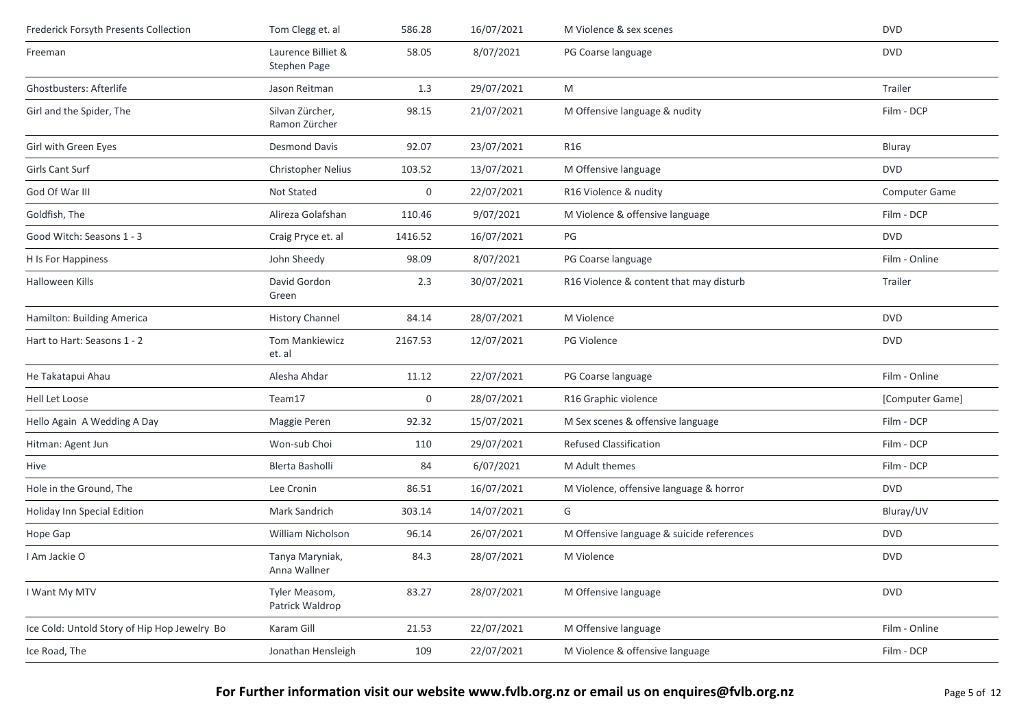| | | | | | |
|---|---|---|---|---|---|
| Frederick Forsyth Presents Collection | Tom Clegg et. al | 586.28 | 16/07/2021 | M Violence & sex scenes | DVD |
| Freeman | Laurence Billiet & Stephen Page | 58.05 | 8/07/2021 | PG Coarse language | DVD |
| Ghostbusters: Afterlife | Jason Reitman | 1.3 | 29/07/2021 | M | Trailer |
| Girl and the Spider, The | Silvan Zürcher, Ramon Zürcher | 98.15 | 21/07/2021 | M Offensive language & nudity | Film - DCP |
| Girl with Green Eyes | Desmond Davis | 92.07 | 23/07/2021 | R16 | Bluray |
| Girls Cant Surf | Christopher Nelius | 103.52 | 13/07/2021 | M Offensive language | DVD |
| God Of War III | Not Stated | 0 | 22/07/2021 | R16 Violence & nudity | Computer Game |
| Goldfish, The | Alireza Golafshan | 110.46 | 9/07/2021 | M Violence & offensive language | Film - DCP |
| Good Witch: Seasons 1 - 3 | Craig Pryce et. al | 1416.52 | 16/07/2021 | PG | DVD |
| H Is For Happiness | John Sheedy | 98.09 | 8/07/2021 | PG Coarse language | Film - Online |
| Halloween Kills | David Gordon Green | 2.3 | 30/07/2021 | R16 Violence & content that may disturb | Trailer |
| Hamilton: Building America | History Channel | 84.14 | 28/07/2021 | M Violence | DVD |
| Hart to Hart: Seasons 1 - 2 | Tom Mankiewicz et. al | 2167.53 | 12/07/2021 | PG Violence | DVD |
| He Takatapui Ahau | Alesha Ahdar | 11.12 | 22/07/2021 | PG Coarse language | Film - Online |
| Hell Let Loose | Team17 | 0 | 28/07/2021 | R16 Graphic violence | [Computer Game] |
| Hello Again A Wedding A Day | Maggie Peren | 92.32 | 15/07/2021 | M Sex scenes & offensive language | Film - DCP |
| Hitman: Agent Jun | Won-sub Choi | 110 | 29/07/2021 | Refused Classification | Film - DCP |
| Hive | Blerta Basholli | 84 | 6/07/2021 | M Adult themes | Film - DCP |
| Hole in the Ground, The | Lee Cronin | 86.51 | 16/07/2021 | M Violence, offensive language & horror | DVD |
| Holiday Inn Special Edition | Mark Sandrich | 303.14 | 14/07/2021 | G | Bluray/UV |
| Hope Gap | William Nicholson | 96.14 | 26/07/2021 | M Offensive language & suicide references | DVD |
| I Am Jackie O | Tanya Maryniak, Anna Wallner | 84.3 | 28/07/2021 | M Violence | DVD |
| I Want My MTV | Tyler Measom, Patrick Waldrop | 83.27 | 28/07/2021 | M Offensive language | DVD |
| Ice Cold: Untold Story of Hip Hop Jewelry Bo | Karam Gill | 21.53 | 22/07/2021 | M Offensive language | Film - Online |
| Ice Road, The | Jonathan Hensleigh | 109 | 22/07/2021 | M Violence & offensive language | Film - DCP |

**For Further information visit our website www.fvlb.org.nz or email us on enquires@fvlb.org.nz**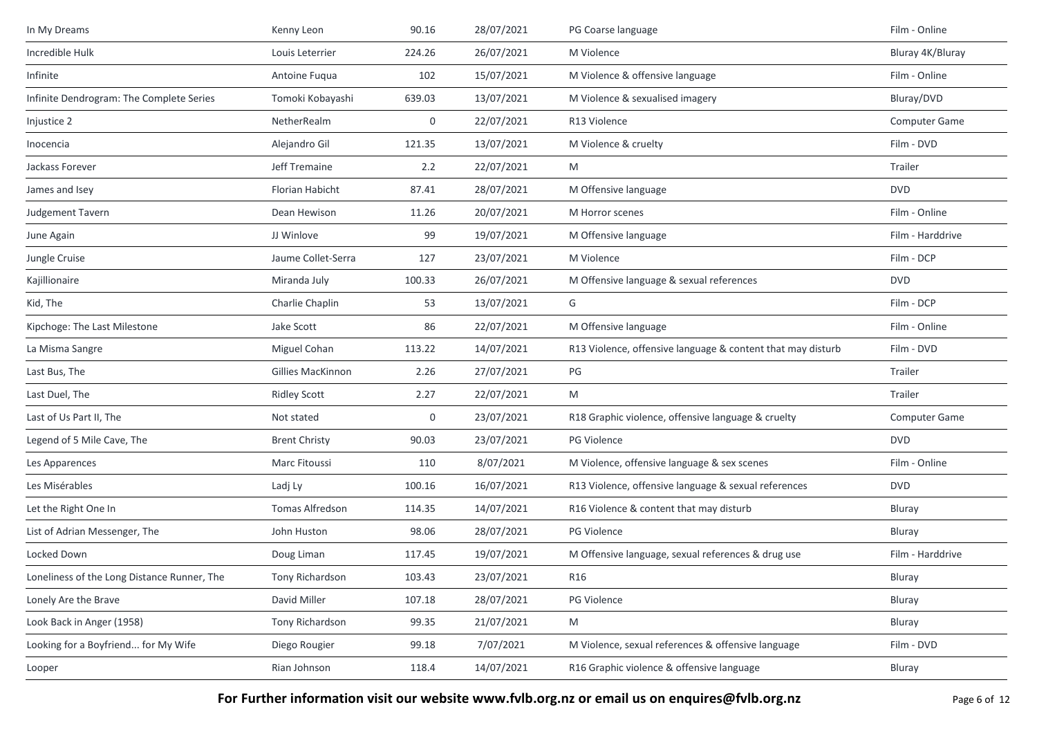| | | | | | |
|---|---|---|---|---|---|
| In My Dreams | Kenny Leon | 90.16 | 28/07/2021 | PG Coarse language | Film - Online |
| Incredible Hulk | Louis Leterrier | 224.26 | 26/07/2021 | M Violence | Bluray 4K/Bluray |
| Infinite | Antoine Fuqua | 102 | 15/07/2021 | M Violence & offensive language | Film - Online |
| Infinite Dendrogram: The Complete Series | Tomoki Kobayashi | 639.03 | 13/07/2021 | M Violence & sexualised imagery | Bluray/DVD |
| Injustice 2 | NetherRealm | 0 | 22/07/2021 | R13 Violence | Computer Game |
| Inocencia | Alejandro Gil | 121.35 | 13/07/2021 | M Violence & cruelty | Film - DVD |
| Jackass Forever | Jeff Tremaine | 2.2 | 22/07/2021 | M | Trailer |
| James and Isey | Florian Habicht | 87.41 | 28/07/2021 | M Offensive language | DVD |
| Judgement Tavern | Dean Hewison | 11.26 | 20/07/2021 | M Horror scenes | Film - Online |
| June Again | JJ Winlove | 99 | 19/07/2021 | M Offensive language | Film - Harddrive |
| Jungle Cruise | Jaume Collet-Serra | 127 | 23/07/2021 | M Violence | Film - DCP |
| Kajillionaire | Miranda July | 100.33 | 26/07/2021 | M Offensive language & sexual references | DVD |
| Kid, The | Charlie Chaplin | 53 | 13/07/2021 | G | Film - DCP |
| Kipchoge: The Last Milestone | Jake Scott | 86 | 22/07/2021 | M Offensive language | Film - Online |
| La Misma Sangre | Miguel Cohan | 113.22 | 14/07/2021 | R13 Violence, offensive language & content that may disturb | Film - DVD |
| Last Bus, The | Gillies MacKinnon | 2.26 | 27/07/2021 | PG | Trailer |
| Last Duel, The | Ridley Scott | 2.27 | 22/07/2021 | M | Trailer |
| Last of Us Part II, The | Not stated | 0 | 23/07/2021 | R18 Graphic violence, offensive language & cruelty | Computer Game |
| Legend of 5 Mile Cave, The | Brent Christy | 90.03 | 23/07/2021 | PG Violence | DVD |
| Les Apparences | Marc Fitoussi | 110 | 8/07/2021 | M Violence, offensive language & sex scenes | Film - Online |
| Les Misérables | Ladj Ly | 100.16 | 16/07/2021 | R13 Violence, offensive language & sexual references | DVD |
| Let the Right One In | Tomas Alfredson | 114.35 | 14/07/2021 | R16 Violence & content that may disturb | Bluray |
| List of Adrian Messenger, The | John Huston | 98.06 | 28/07/2021 | PG Violence | Bluray |
| Locked Down | Doug Liman | 117.45 | 19/07/2021 | M Offensive language, sexual references & drug use | Film - Harddrive |
| Loneliness of the Long Distance Runner, The | Tony Richardson | 103.43 | 23/07/2021 | R16 | Bluray |
| Lonely Are the Brave | David Miller | 107.18 | 28/07/2021 | PG Violence | Bluray |
| Look Back in Anger (1958) | Tony Richardson | 99.35 | 21/07/2021 | M | Bluray |
| Looking for a Boyfriend... for My Wife | Diego Rougier | 99.18 | 7/07/2021 | M Violence, sexual references & offensive language | Film - DVD |
| Looper | Rian Johnson | 118.4 | 14/07/2021 | R16 Graphic violence & offensive language | Bluray |

**For Further information visit our website www.fvlb.org.nz or email us on enquires@fvlb.org.nz**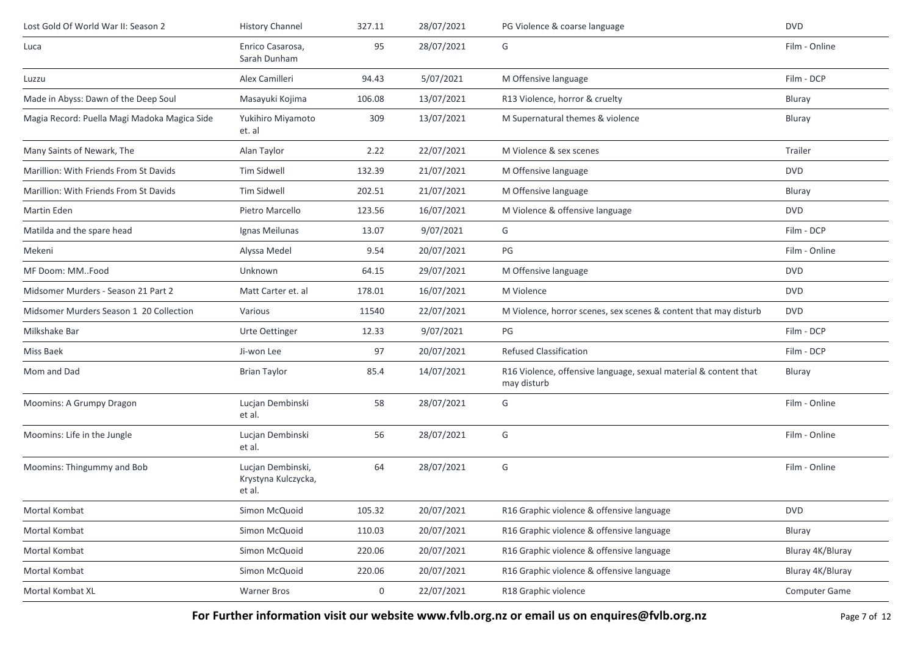| Title | Director | Length | Date | Classification | Format |
|---|---|---|---|---|---|
| Lost Gold Of World War II: Season 2 | History Channel | 327.11 | 28/07/2021 | PG Violence & coarse language | DVD |
| Luca | Enrico Casarosa, Sarah Dunham | 95 | 28/07/2021 | G | Film - Online |
| Luzzu | Alex Camilleri | 94.43 | 5/07/2021 | M Offensive language | Film - DCP |
| Made in Abyss: Dawn of the Deep Soul | Masayuki Kojima | 106.08 | 13/07/2021 | R13 Violence, horror & cruelty | Bluray |
| Magia Record: Puella Magi Madoka Magica Side | Yukihiro Miyamoto et. al | 309 | 13/07/2021 | M Supernatural themes & violence | Bluray |
| Many Saints of Newark, The | Alan Taylor | 2.22 | 22/07/2021 | M Violence & sex scenes | Trailer |
| Marillion: With Friends From St Davids | Tim Sidwell | 132.39 | 21/07/2021 | M Offensive language | DVD |
| Marillion: With Friends From St Davids | Tim Sidwell | 202.51 | 21/07/2021 | M Offensive language | Bluray |
| Martin Eden | Pietro Marcello | 123.56 | 16/07/2021 | M Violence & offensive language | DVD |
| Matilda and the spare head | Ignas Meilunas | 13.07 | 9/07/2021 | G | Film - DCP |
| Mekeni | Alyssa Medel | 9.54 | 20/07/2021 | PG | Film - Online |
| MF Doom: MM..Food | Unknown | 64.15 | 29/07/2021 | M Offensive language | DVD |
| Midsomer Murders - Season 21 Part 2 | Matt Carter et. al | 178.01 | 16/07/2021 | M Violence | DVD |
| Midsomer Murders Season 1 20 Collection | Various | 11540 | 22/07/2021 | M Violence, horror scenes, sex scenes & content that may disturb | DVD |
| Milkshake Bar | Urte Oettinger | 12.33 | 9/07/2021 | PG | Film - DCP |
| Miss Baek | Ji-won Lee | 97 | 20/07/2021 | Refused Classification | Film - DCP |
| Mom and Dad | Brian Taylor | 85.4 | 14/07/2021 | R16 Violence, offensive language, sexual material & content that may disturb | Bluray |
| Moomins: A Grumpy Dragon | Lucjan Dembinski et al. | 58 | 28/07/2021 | G | Film - Online |
| Moomins: Life in the Jungle | Lucjan Dembinski et al. | 56 | 28/07/2021 | G | Film - Online |
| Moomins: Thingummy and Bob | Lucjan Dembinski, Krystyna Kulczycka, et al. | 64 | 28/07/2021 | G | Film - Online |
| Mortal Kombat | Simon McQuoid | 105.32 | 20/07/2021 | R16 Graphic violence & offensive language | DVD |
| Mortal Kombat | Simon McQuoid | 110.03 | 20/07/2021 | R16 Graphic violence & offensive language | Bluray |
| Mortal Kombat | Simon McQuoid | 220.06 | 20/07/2021 | R16 Graphic violence & offensive language | Bluray 4K/Bluray |
| Mortal Kombat | Simon McQuoid | 220.06 | 20/07/2021 | R16 Graphic violence & offensive language | Bluray 4K/Bluray |
| Mortal Kombat XL | Warner Bros | 0 | 22/07/2021 | R18 Graphic violence | Computer Game |

**For Further information visit our website www.fvlb.org.nz or email us on enquires@fvlb.org.nz**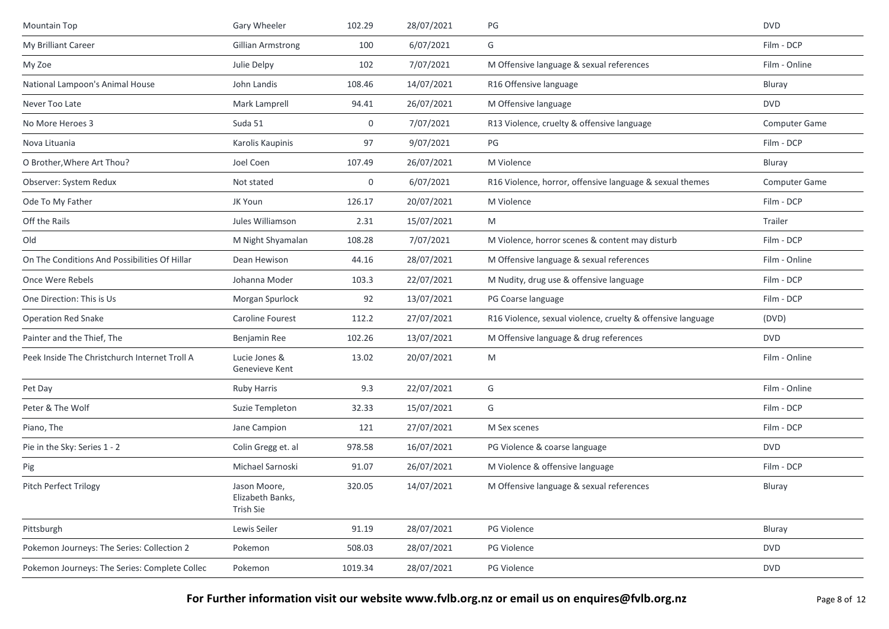| | | | | | |
|---|---|---|---|---|---|
| Mountain Top | Gary Wheeler | 102.29 | 28/07/2021 | PG | DVD |
| My Brilliant Career | Gillian Armstrong | 100 | 6/07/2021 | G | Film - DCP |
| My Zoe | Julie Delpy | 102 | 7/07/2021 | M Offensive language & sexual references | Film - Online |
| National Lampoon's Animal House | John Landis | 108.46 | 14/07/2021 | R16 Offensive language | Bluray |
| Never Too Late | Mark Lamprell | 94.41 | 26/07/2021 | M Offensive language | DVD |
| No More Heroes 3 | Suda 51 | 0 | 7/07/2021 | R13 Violence, cruelty & offensive language | Computer Game |
| Nova Lituania | Karolis Kaupinis | 97 | 9/07/2021 | PG | Film - DCP |
| O Brother,Where Art Thou? | Joel Coen | 107.49 | 26/07/2021 | M Violence | Bluray |
| Observer: System Redux | Not stated | 0 | 6/07/2021 | R16 Violence, horror, offensive language & sexual themes | Computer Game |
| Ode To My Father | JK Youn | 126.17 | 20/07/2021 | M Violence | Film - DCP |
| Off the Rails | Jules Williamson | 2.31 | 15/07/2021 | M | Trailer |
| Old | M Night Shyamalan | 108.28 | 7/07/2021 | M Violence, horror scenes & content may disturb | Film - DCP |
| On The Conditions And Possibilities Of Hillar | Dean Hewison | 44.16 | 28/07/2021 | M Offensive language & sexual references | Film - Online |
| Once Were Rebels | Johanna Moder | 103.3 | 22/07/2021 | M Nudity, drug use & offensive language | Film - DCP |
| One Direction: This is Us | Morgan Spurlock | 92 | 13/07/2021 | PG Coarse language | Film - DCP |
| Operation Red Snake | Caroline Fourest | 112.2 | 27/07/2021 | R16 Violence, sexual violence, cruelty & offensive language | (DVD) |
| Painter and the Thief, The | Benjamin Ree | 102.26 | 13/07/2021 | M Offensive language & drug references | DVD |
| Peek Inside The Christchurch Internet Troll A | Lucie Jones & Genevieve Kent | 13.02 | 20/07/2021 | M | Film - Online |
| Pet Day | Ruby Harris | 9.3 | 22/07/2021 | G | Film - Online |
| Peter & The Wolf | Suzie Templeton | 32.33 | 15/07/2021 | G | Film - DCP |
| Piano, The | Jane Campion | 121 | 27/07/2021 | M Sex scenes | Film - DCP |
| Pie in the Sky: Series 1 - 2 | Colin Gregg et. al | 978.58 | 16/07/2021 | PG Violence & coarse language | DVD |
| Pig | Michael Sarnoski | 91.07 | 26/07/2021 | M Violence & offensive language | Film - DCP |
| Pitch Perfect Trilogy | Jason Moore, Elizabeth Banks, Trish Sie | 320.05 | 14/07/2021 | M Offensive language & sexual references | Bluray |
| Pittsburgh | Lewis Seiler | 91.19 | 28/07/2021 | PG Violence | Bluray |
| Pokemon Journeys: The Series: Collection 2 | Pokemon | 508.03 | 28/07/2021 | PG Violence | DVD |
| Pokemon Journeys: The Series: Complete Collec | Pokemon | 1019.34 | 28/07/2021 | PG Violence | DVD |

**For Further information visit our website www.fvlb.org.nz or email us on enquires@fvlb.org.nz**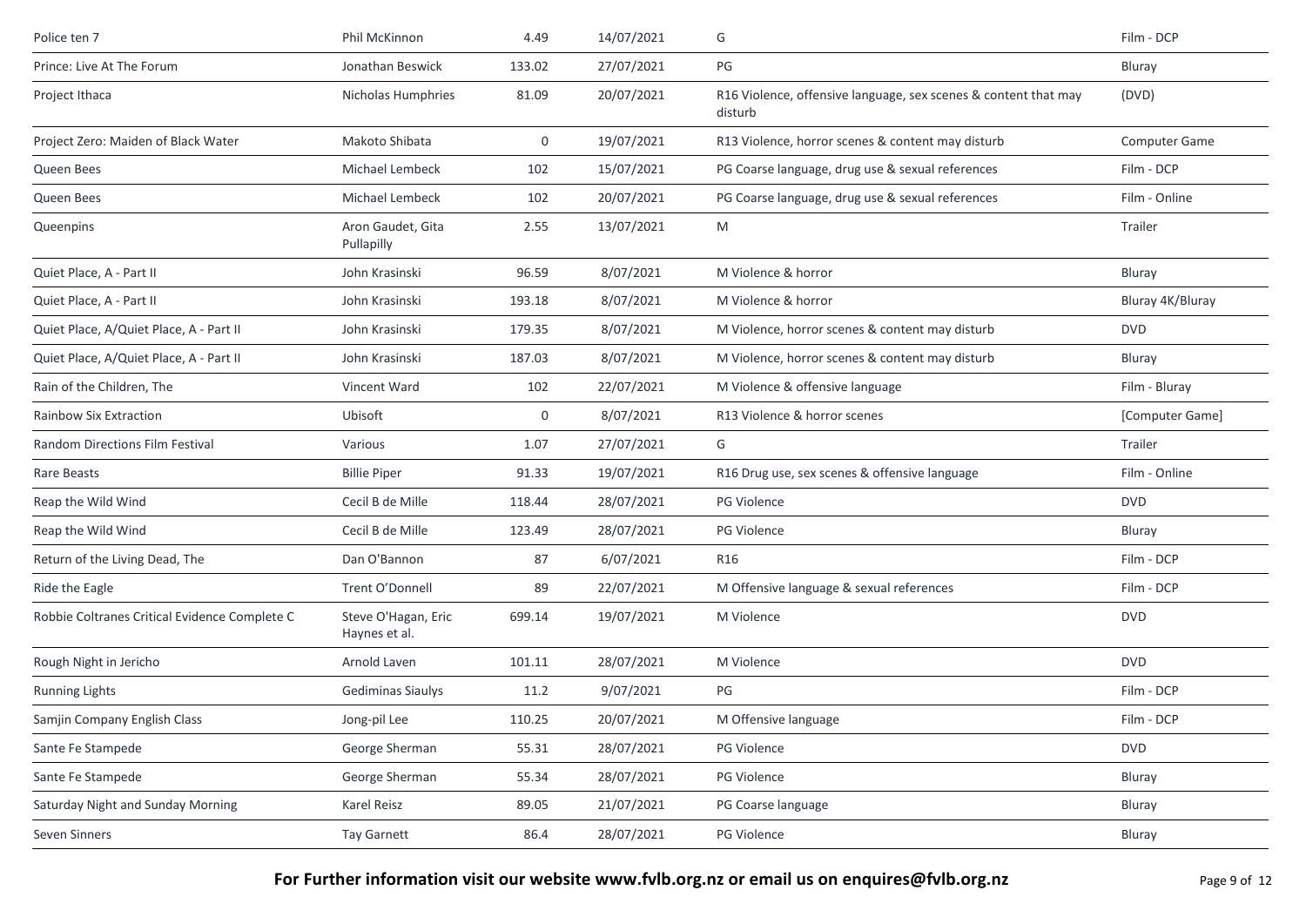| Police ten 7 | Phil McKinnon | 4.49 | 14/07/2021 | G | Film - DCP |
|---|---|---|---|---|---|
| Prince: Live At The Forum | Jonathan Beswick | 133.02 | 27/07/2021 | PG | Bluray |
| Project Ithaca | Nicholas Humphries | 81.09 | 20/07/2021 | R16 Violence, offensive language, sex scenes & content that may disturb | (DVD) |
| Project Zero: Maiden of Black Water | Makoto Shibata | 0 | 19/07/2021 | R13 Violence, horror scenes & content may disturb | Computer Game |
| Queen Bees | Michael Lembeck | 102 | 15/07/2021 | PG Coarse language, drug use & sexual references | Film - DCP |
| Queen Bees | Michael Lembeck | 102 | 20/07/2021 | PG Coarse language, drug use & sexual references | Film - Online |
| Queenpins | Aron Gaudet, Gita Pullapilly | 2.55 | 13/07/2021 | M | Trailer |
| Quiet Place, A - Part II | John Krasinski | 96.59 | 8/07/2021 | M Violence & horror | Bluray |
| Quiet Place, A - Part II | John Krasinski | 193.18 | 8/07/2021 | M Violence & horror | Bluray 4K/Bluray |
| Quiet Place, A/Quiet Place, A - Part II | John Krasinski | 179.35 | 8/07/2021 | M Violence, horror scenes & content may disturb | DVD |
| Quiet Place, A/Quiet Place, A - Part II | John Krasinski | 187.03 | 8/07/2021 | M Violence, horror scenes & content may disturb | Bluray |
| Rain of the Children, The | Vincent Ward | 102 | 22/07/2021 | M Violence & offensive language | Film - Bluray |
| Rainbow Six Extraction | Ubisoft | 0 | 8/07/2021 | R13 Violence & horror scenes | [Computer Game] |
| Random Directions Film Festival | Various | 1.07 | 27/07/2021 | G | Trailer |
| Rare Beasts | Billie Piper | 91.33 | 19/07/2021 | R16 Drug use, sex scenes & offensive language | Film - Online |
| Reap the Wild Wind | Cecil B de Mille | 118.44 | 28/07/2021 | PG Violence | DVD |
| Reap the Wild Wind | Cecil B de Mille | 123.49 | 28/07/2021 | PG Violence | Bluray |
| Return of the Living Dead, The | Dan O'Bannon | 87 | 6/07/2021 | R16 | Film - DCP |
| Ride the Eagle | Trent O'Donnell | 89 | 22/07/2021 | M Offensive language & sexual references | Film - DCP |
| Robbie Coltranes Critical Evidence Complete C | Steve O'Hagan, Eric Haynes et al. | 699.14 | 19/07/2021 | M Violence | DVD |
| Rough Night in Jericho | Arnold Laven | 101.11 | 28/07/2021 | M Violence | DVD |
| Running Lights | Gediminas Siaulys | 11.2 | 9/07/2021 | PG | Film - DCP |
| Samjin Company English Class | Jong-pil Lee | 110.25 | 20/07/2021 | M Offensive language | Film - DCP |
| Sante Fe Stampede | George Sherman | 55.31 | 28/07/2021 | PG Violence | DVD |
| Sante Fe Stampede | George Sherman | 55.34 | 28/07/2021 | PG Violence | Bluray |
| Saturday Night and Sunday Morning | Karel Reisz | 89.05 | 21/07/2021 | PG Coarse language | Bluray |
| Seven Sinners | Tay Garnett | 86.4 | 28/07/2021 | PG Violence | Bluray |

**For Further information visit our website www.fvlb.org.nz or email us on enquires@fvlb.org.nz**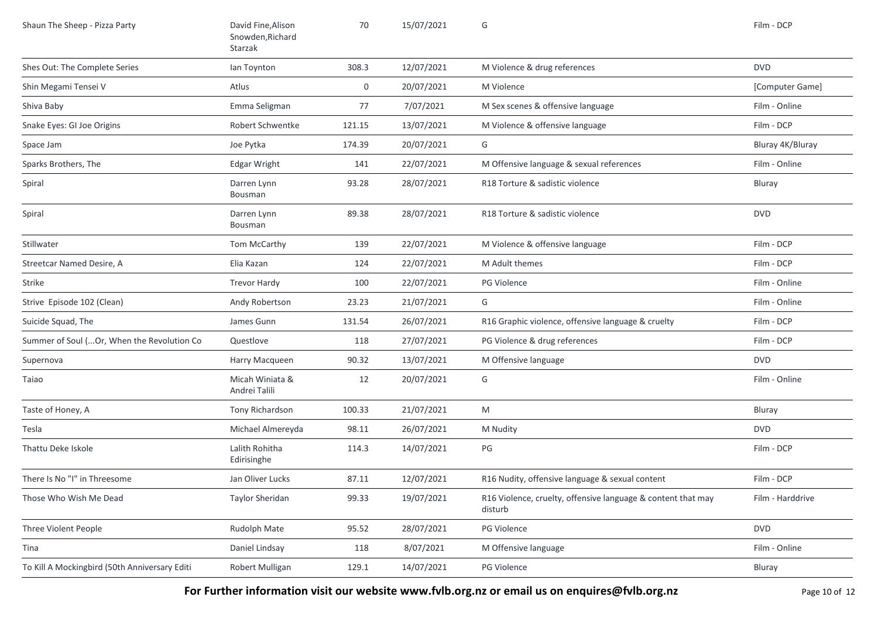| | | | | | |
|---|---|---|---|---|---|
| Shaun The Sheep - Pizza Party | David Fine,Alison Snowden,Richard Starzak | 70 | 15/07/2021 | G | Film - DCP |
| Shes Out: The Complete Series | Ian Toynton | 308.3 | 12/07/2021 | M Violence & drug references | DVD |
| Shin Megami Tensei V | Atlus | 0 | 20/07/2021 | M Violence | [Computer Game] |
| Shiva Baby | Emma Seligman | 77 | 7/07/2021 | M Sex scenes & offensive language | Film - Online |
| Snake Eyes: GI Joe Origins | Robert Schwentke | 121.15 | 13/07/2021 | M Violence & offensive language | Film - DCP |
| Space Jam | Joe Pytka | 174.39 | 20/07/2021 | G | Bluray 4K/Bluray |
| Sparks Brothers, The | Edgar Wright | 141 | 22/07/2021 | M Offensive language & sexual references | Film - Online |
| Spiral | Darren Lynn Bousman | 93.28 | 28/07/2021 | R18 Torture & sadistic violence | Bluray |
| Spiral | Darren Lynn Bousman | 89.38 | 28/07/2021 | R18 Torture & sadistic violence | DVD |
| Stillwater | Tom McCarthy | 139 | 22/07/2021 | M Violence & offensive language | Film - DCP |
| Streetcar Named Desire, A | Elia Kazan | 124 | 22/07/2021 | M Adult themes | Film - DCP |
| Strike | Trevor Hardy | 100 | 22/07/2021 | PG Violence | Film - Online |
| Strive Episode 102 (Clean) | Andy Robertson | 23.23 | 21/07/2021 | G | Film - Online |
| Suicide Squad, The | James Gunn | 131.54 | 26/07/2021 | R16 Graphic violence, offensive language & cruelty | Film - DCP |
| Summer of Soul (...Or, When the Revolution Co | Questlove | 118 | 27/07/2021 | PG Violence & drug references | Film - DCP |
| Supernova | Harry Macqueen | 90.32 | 13/07/2021 | M Offensive language | DVD |
| Taiao | Micah Winiata & Andrei Talili | 12 | 20/07/2021 | G | Film - Online |
| Taste of Honey, A | Tony Richardson | 100.33 | 21/07/2021 | M | Bluray |
| Tesla | Michael Almereyda | 98.11 | 26/07/2021 | M Nudity | DVD |
| Thattu Deke Iskole | Lalith Rohitha Edirisinghe | 114.3 | 14/07/2021 | PG | Film - DCP |
| There Is No "I" in Threesome | Jan Oliver Lucks | 87.11 | 12/07/2021 | R16 Nudity, offensive language & sexual content | Film - DCP |
| Those Who Wish Me Dead | Taylor Sheridan | 99.33 | 19/07/2021 | R16 Violence, cruelty, offensive language & content that may disturb | Film - Harddrive |
| Three Violent People | Rudolph Mate | 95.52 | 28/07/2021 | PG Violence | DVD |
| Tina | Daniel Lindsay | 118 | 8/07/2021 | M Offensive language | Film - Online |
| To Kill A Mockingbird (50th Anniversary Editi | Robert Mulligan | 129.1 | 14/07/2021 | PG Violence | Bluray |

**For Further information visit our website www.fvlb.org.nz or email us on enquires@fvlb.org.nz**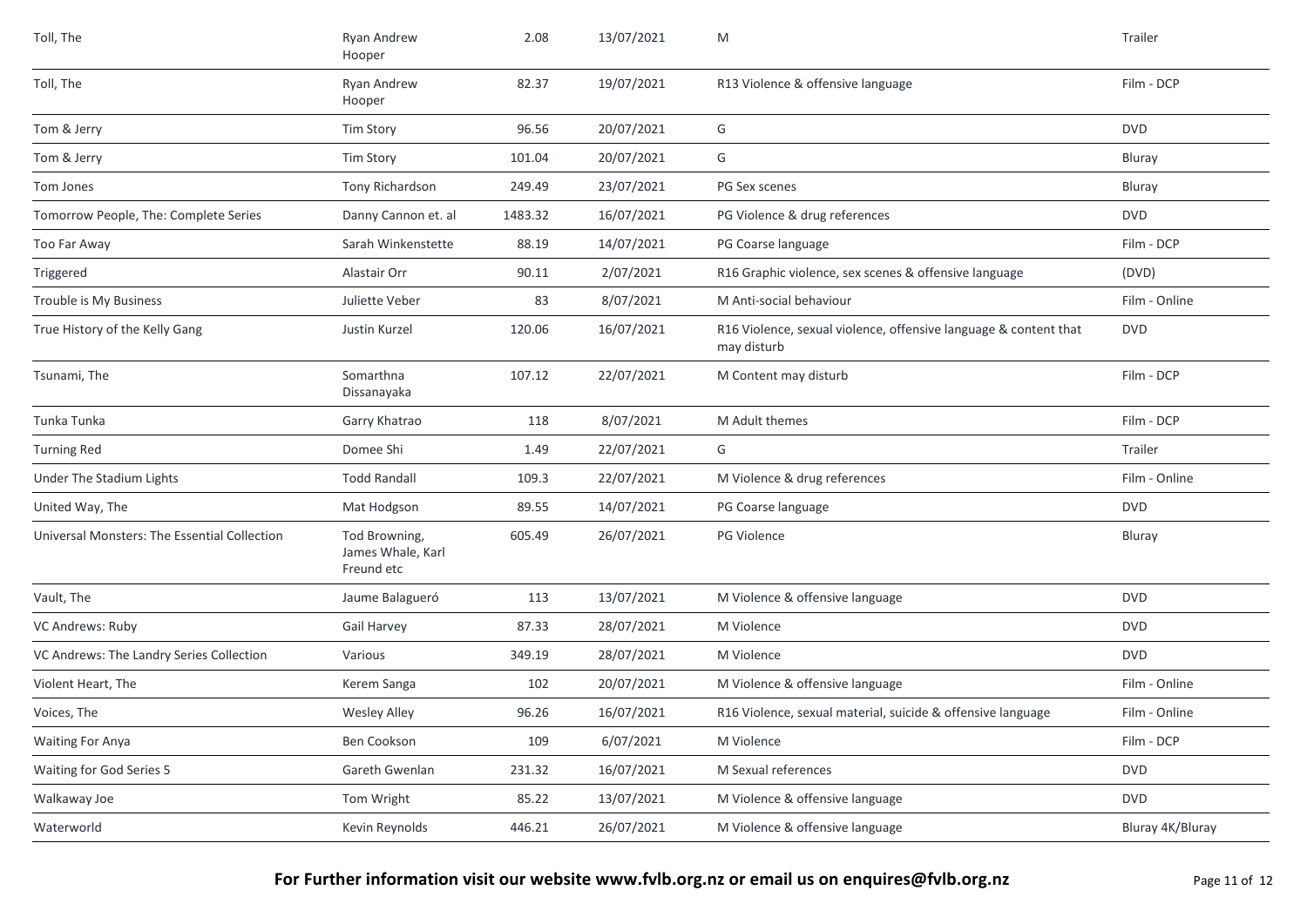| Toll, The | Ryan Andrew Hooper | 2.08 | 13/07/2021 | M | Trailer |
|---|---|---|---|---|---|
| Toll, The | Ryan Andrew Hooper | 82.37 | 19/07/2021 | R13 Violence & offensive language | Film - DCP |
| Tom & Jerry | Tim Story | 96.56 | 20/07/2021 | G | DVD |
| Tom & Jerry | Tim Story | 101.04 | 20/07/2021 | G | Bluray |
| Tom Jones | Tony Richardson | 249.49 | 23/07/2021 | PG Sex scenes | Bluray |
| Tomorrow People, The: Complete Series | Danny Cannon et. al | 1483.32 | 16/07/2021 | PG Violence & drug references | DVD |
| Too Far Away | Sarah Winkenstette | 88.19 | 14/07/2021 | PG Coarse language | Film - DCP |
| Triggered | Alastair Orr | 90.11 | 2/07/2021 | R16 Graphic violence, sex scenes & offensive language | (DVD) |
| Trouble is My Business | Juliette Veber | 83 | 8/07/2021 | M Anti-social behaviour | Film - Online |
| True History of the Kelly Gang | Justin Kurzel | 120.06 | 16/07/2021 | R16 Violence, sexual violence, offensive language & content that may disturb | DVD |
| Tsunami, The | Somarthna Dissanayaka | 107.12 | 22/07/2021 | M Content may disturb | Film - DCP |
| Tunka Tunka | Garry Khatrao | 118 | 8/07/2021 | M Adult themes | Film - DCP |
| Turning Red | Domee Shi | 1.49 | 22/07/2021 | G | Trailer |
| Under The Stadium Lights | Todd Randall | 109.3 | 22/07/2021 | M Violence & drug references | Film - Online |
| United Way, The | Mat Hodgson | 89.55 | 14/07/2021 | PG Coarse language | DVD |
| Universal Monsters: The Essential Collection | Tod Browning, James Whale, Karl Freund etc | 605.49 | 26/07/2021 | PG Violence | Bluray |
| Vault, The | Jaume Balagueró | 113 | 13/07/2021 | M Violence & offensive language | DVD |
| VC Andrews: Ruby | Gail Harvey | 87.33 | 28/07/2021 | M Violence | DVD |
| VC Andrews: The Landry Series Collection | Various | 349.19 | 28/07/2021 | M Violence | DVD |
| Violent Heart, The | Kerem Sanga | 102 | 20/07/2021 | M Violence & offensive language | Film - Online |
| Voices, The | Wesley Alley | 96.26 | 16/07/2021 | R16 Violence, sexual material, suicide & offensive language | Film - Online |
| Waiting For Anya | Ben Cookson | 109 | 6/07/2021 | M Violence | Film - DCP |
| Waiting for God Series 5 | Gareth Gwenlan | 231.32 | 16/07/2021 | M Sexual references | DVD |
| Walkaway Joe | Tom Wright | 85.22 | 13/07/2021 | M Violence & offensive language | DVD |
| Waterworld | Kevin Reynolds | 446.21 | 26/07/2021 | M Violence & offensive language | Bluray 4K/Bluray |

**For Further information visit our website www.fvlb.org.nz or email us on enquires@fvlb.org.nz**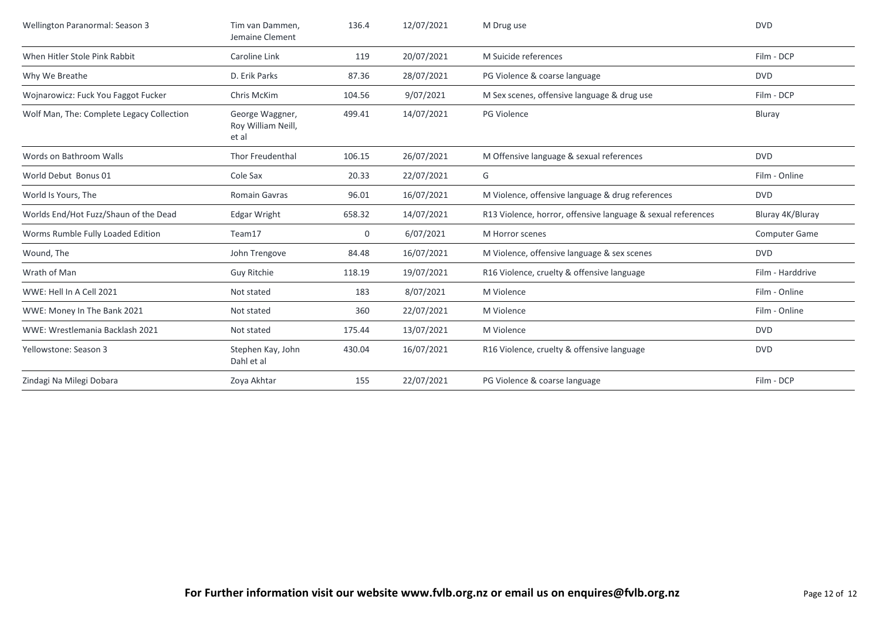| | | | | | |
|---|---|---|---|---|---|
| Wellington Paranormal: Season 3 | Tim van Dammen, Jemaine Clement | 136.4 | 12/07/2021 | M Drug use | DVD |
| When Hitler Stole Pink Rabbit | Caroline Link | 119 | 20/07/2021 | M Suicide references | Film - DCP |
| Why We Breathe | D. Erik Parks | 87.36 | 28/07/2021 | PG Violence & coarse language | DVD |
| Wojnarowicz: Fuck You Faggot Fucker | Chris McKim | 104.56 | 9/07/2021 | M Sex scenes, offensive language & drug use | Film - DCP |
| Wolf Man, The: Complete Legacy Collection | George Waggner, Roy William Neill, et al | 499.41 | 14/07/2021 | PG Violence | Bluray |
| Words on Bathroom Walls | Thor Freudenthal | 106.15 | 26/07/2021 | M Offensive language & sexual references | DVD |
| World Debut Bonus 01 | Cole Sax | 20.33 | 22/07/2021 | G | Film - Online |
| World Is Yours, The | Romain Gavras | 96.01 | 16/07/2021 | M Violence, offensive language & drug references | DVD |
| Worlds End/Hot Fuzz/Shaun of the Dead | Edgar Wright | 658.32 | 14/07/2021 | R13 Violence, horror, offensive language & sexual references | Bluray 4K/Bluray |
| Worms Rumble Fully Loaded Edition | Team17 | 0 | 6/07/2021 | M Horror scenes | Computer Game |
| Wound, The | John Trengove | 84.48 | 16/07/2021 | M Violence, offensive language & sex scenes | DVD |
| Wrath of Man | Guy Ritchie | 118.19 | 19/07/2021 | R16 Violence, cruelty & offensive language | Film - Harddrive |
| WWE: Hell In A Cell 2021 | Not stated | 183 | 8/07/2021 | M Violence | Film - Online |
| WWE: Money In The Bank 2021 | Not stated | 360 | 22/07/2021 | M Violence | Film - Online |
| WWE: Wrestlemania Backlash 2021 | Not stated | 175.44 | 13/07/2021 | M Violence | DVD |
| Yellowstone: Season 3 | Stephen Kay, John Dahl et al | 430.04 | 16/07/2021 | R16 Violence, cruelty & offensive language | DVD |
| Zindagi Na Milegi Dobara | Zoya Akhtar | 155 | 22/07/2021 | PG Violence & coarse language | Film - DCP |

**For Further information visit our website www.fvlb.org.nz or email us on enquires@fvlb.org.nz**